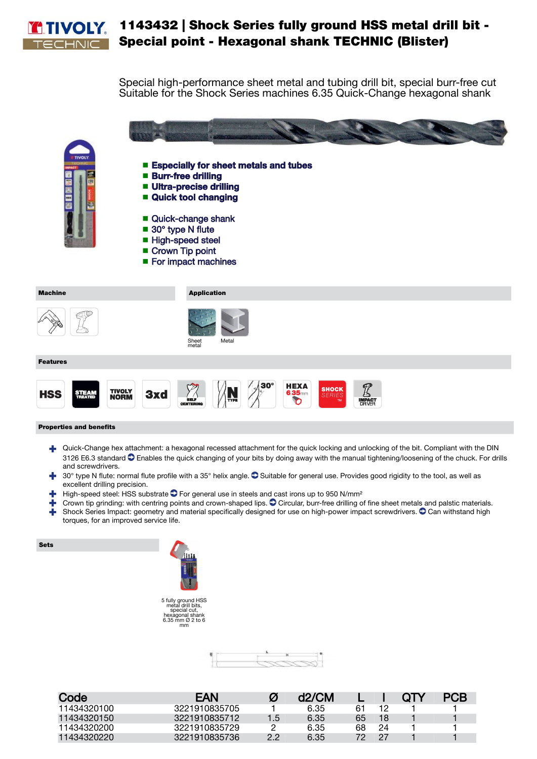# 1143432 | Shock Series fully ground HSS metal drill bit - Special point - Hexagonal shank TECHNIC (Blister)

Special high-performance sheet metal and tubing drill bit, special burr-free cut
Suitable for the Shock Series machines 6.35 Quick-Change hexagonal shank

- **Especially for sheet metals and tubes**
- **Burr-free drilling**
- **Ultra-precise drilling**
- **Quick tool changing**

- Quick-change shank
- 30° type N flute
- High-speed steel
- Crown Tip point
- For impact machines

**Machine**

**Application**

Sheet metal

Metal

**Features**

HSS · STEAM TREATED · TIVOLY NORM · 3xd · SELF CENTERING · N TYPE · 30° · HEXA 6.35mm · SHOCK SERIES · IMPACT DRIVER

**Properties and benefits**

- Quick-Change hex attachment: a hexagonal recessed attachment for the quick locking and unlocking of the bit. Compliant with the DIN 3126 E6.3 standard ➲ Enables the quick changing of your bits by doing away with the manual tightening/loosening of the chuck. For drills and screwdrivers.
- 30° type N flute: normal flute profile with a 35° helix angle. ➲ Suitable for general use. Provides good rigidity to the tool, as well as excellent drilling precision.
- High-speed steel: HSS substrate ➲ For general use in steels and cast irons up to 950 N/mm²
- Crown tip grinding: with centring points and crown-shaped lips. ➲ Circular, burr-free drilling of fine sheet metals and palstic materials.
- Shock Series Impact: geometry and material specifically designed for use on high-power impact screwdrivers. ➲ Can withstand high torques, for an improved service life.

**Sets**

5 fully ground HSS metal drill bits, special cut, hexagonal shank 6.35 mm Ø 2 to 6 mm

| Code | EAN | Ø | d2/CM | L | l | QTY | PCB |
|---|---|---|---|---|---|---|---|
| 11434320100 | 3221910835705 | 1 | 6.35 | 61 | 12 | 1 | 1 |
| 11434320150 | 3221910835712 | 1.5 | 6.35 | 65 | 18 | 1 | 1 |
| 11434320200 | 3221910835729 | 2 | 6.35 | 68 | 24 | 1 | 1 |
| 11434320220 | 3221910835736 | 2.2 | 6.35 | 72 | 27 | 1 | 1 |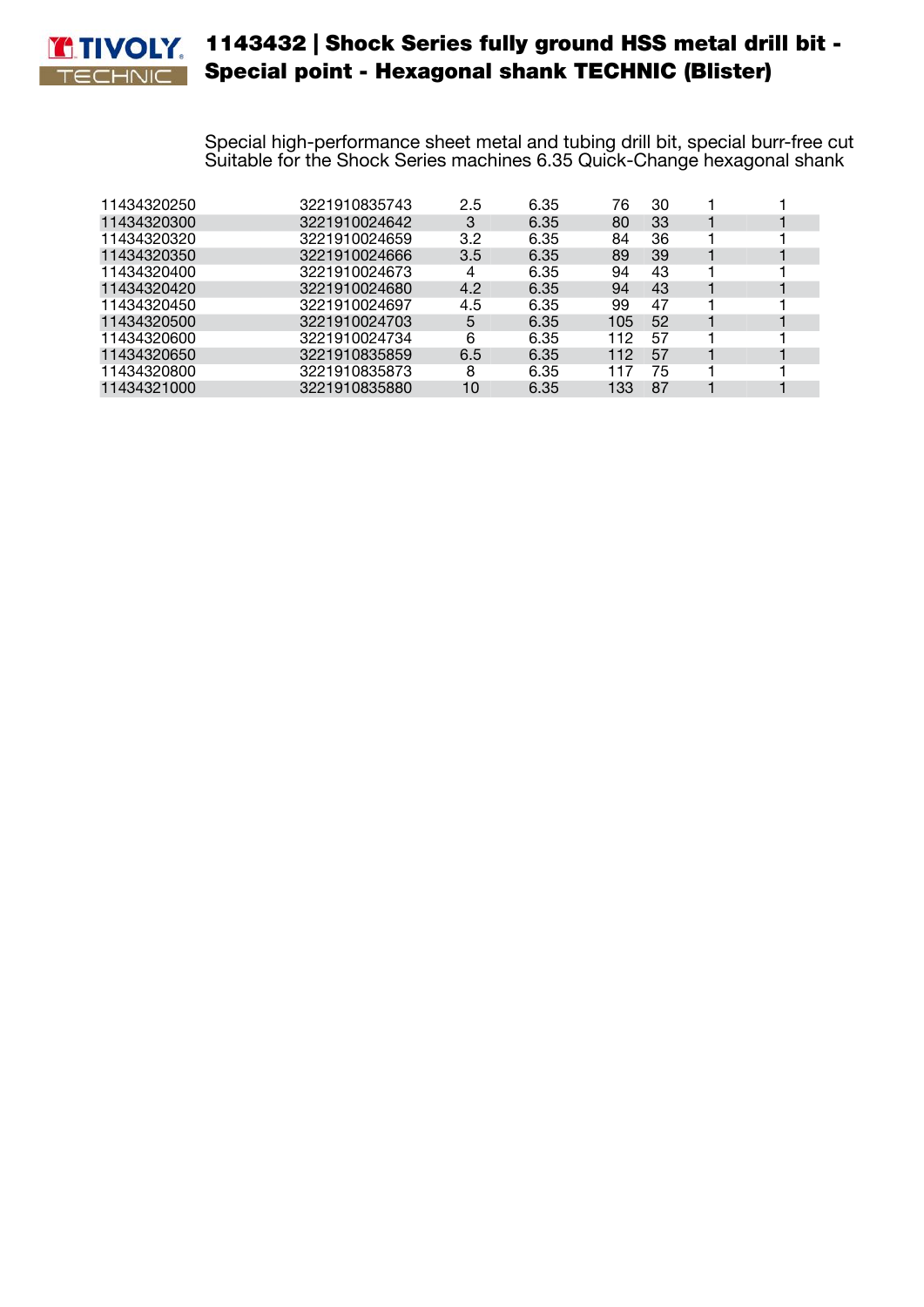# 1143432 | Shock Series fully ground HSS metal drill bit - Special point - Hexagonal shank TECHNIC (Blister)

Special high-performance sheet metal and tubing drill bit, special burr-free cut
Suitable for the Shock Series machines 6.35 Quick-Change hexagonal shank

| | | | | | | | |
|---|---|---|---|---|---|---|---|
| 11434320250 | 3221910835743 | 2.5 | 6.35 | 76 | 30 | 1 | 1 |
| 11434320300 | 3221910024642 | 3 | 6.35 | 80 | 33 | 1 | 1 |
| 11434320320 | 3221910024659 | 3.2 | 6.35 | 84 | 36 | 1 | 1 |
| 11434320350 | 3221910024666 | 3.5 | 6.35 | 89 | 39 | 1 | 1 |
| 11434320400 | 3221910024673 | 4 | 6.35 | 94 | 43 | 1 | 1 |
| 11434320420 | 3221910024680 | 4.2 | 6.35 | 94 | 43 | 1 | 1 |
| 11434320450 | 3221910024697 | 4.5 | 6.35 | 99 | 47 | 1 | 1 |
| 11434320500 | 3221910024703 | 5 | 6.35 | 105 | 52 | 1 | 1 |
| 11434320600 | 3221910024734 | 6 | 6.35 | 112 | 57 | 1 | 1 |
| 11434320650 | 3221910835859 | 6.5 | 6.35 | 112 | 57 | 1 | 1 |
| 11434320800 | 3221910835873 | 8 | 6.35 | 117 | 75 | 1 | 1 |
| 11434321000 | 3221910835880 | 10 | 6.35 | 133 | 87 | 1 | 1 |